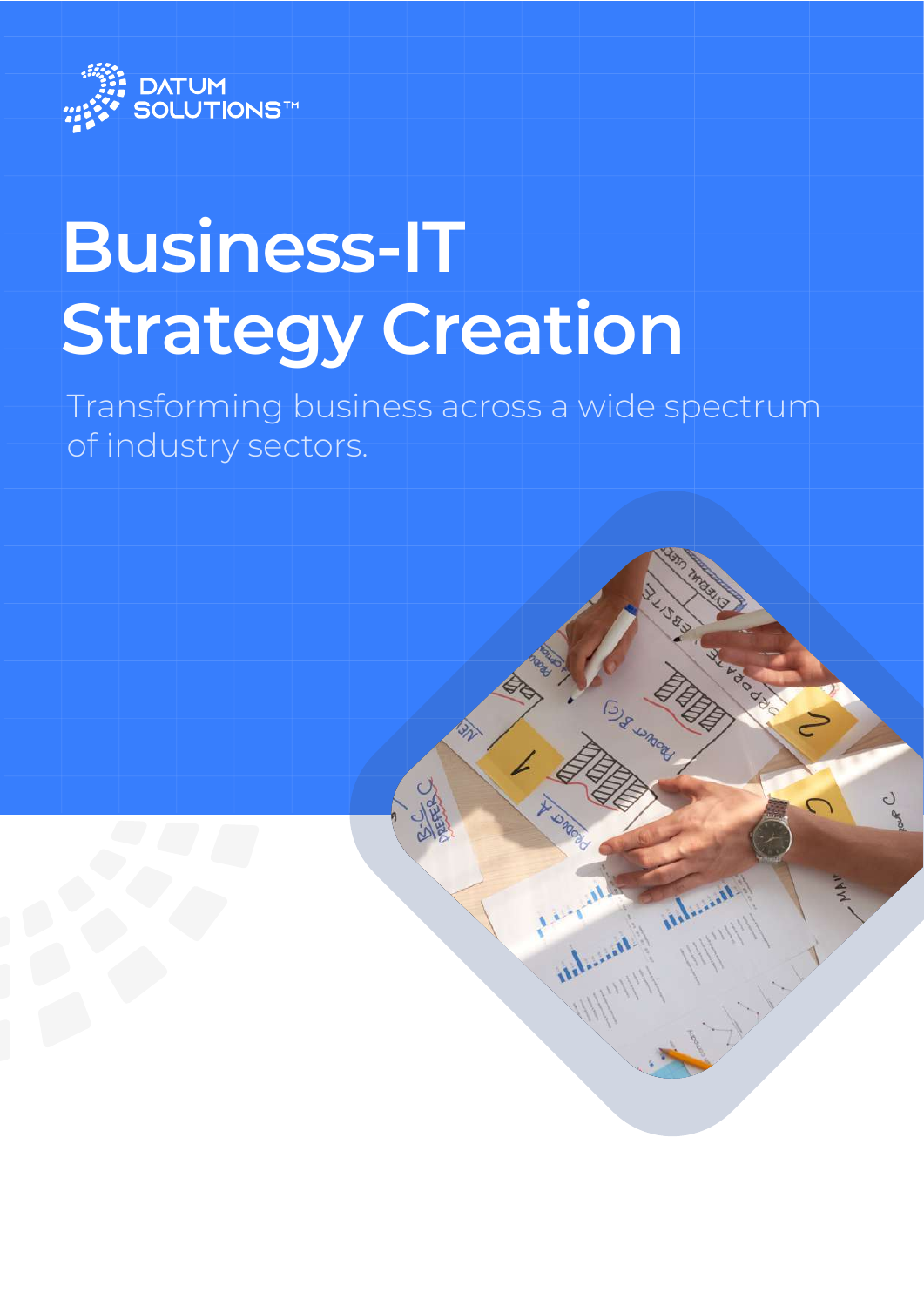DATUM SOLUTIONS™

# Business-IT Strategy Creation

Transforming business across a wide spectrum of industry sectors.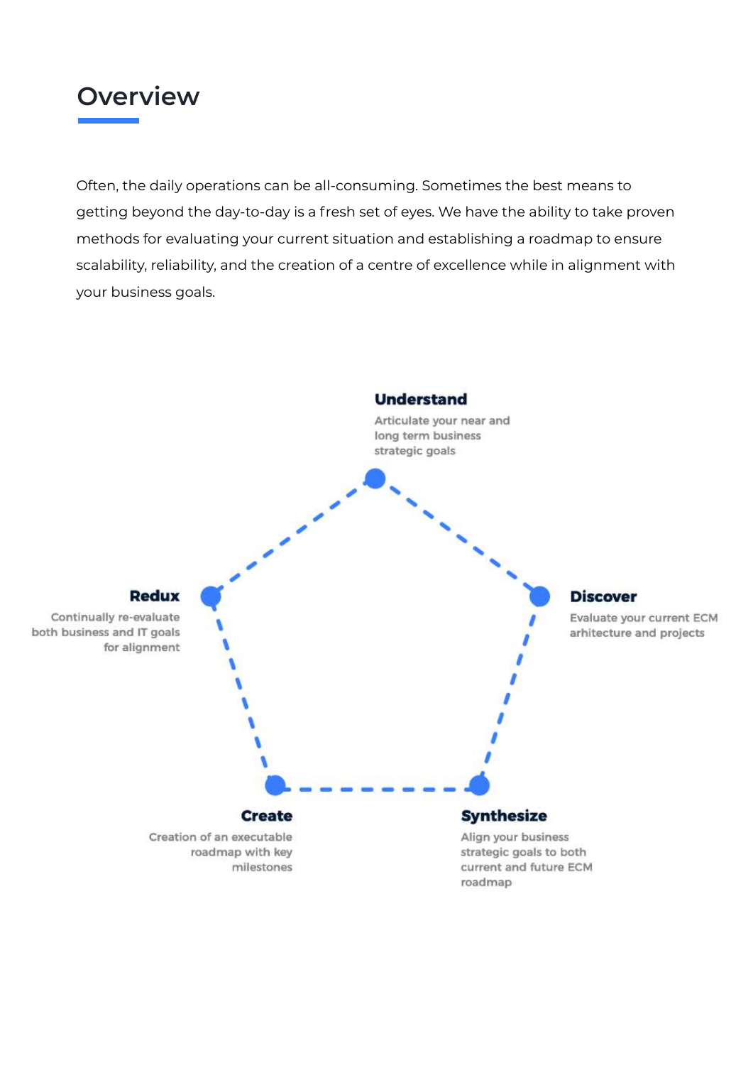# Overview

Often, the daily operations can be all-consuming. Sometimes the best means to getting beyond the day-to-day is a fresh set of eyes. We have the ability to take proven methods for evaluating your current situation and establishing a roadmap to ensure scalability, reliability, and the creation of a centre of excellence while in alignment with your business goals.

**Understand**

Articulate your near and long term business strategic goals

**Discover**

Evaluate your current ECM arhitecture and projects

**Synthesize**

Align your business strategic goals to both current and future ECM roadmap

**Create**

Creation of an executable roadmap with key milestones

**Redux**

Continually re-evaluate both business and IT goals for alignment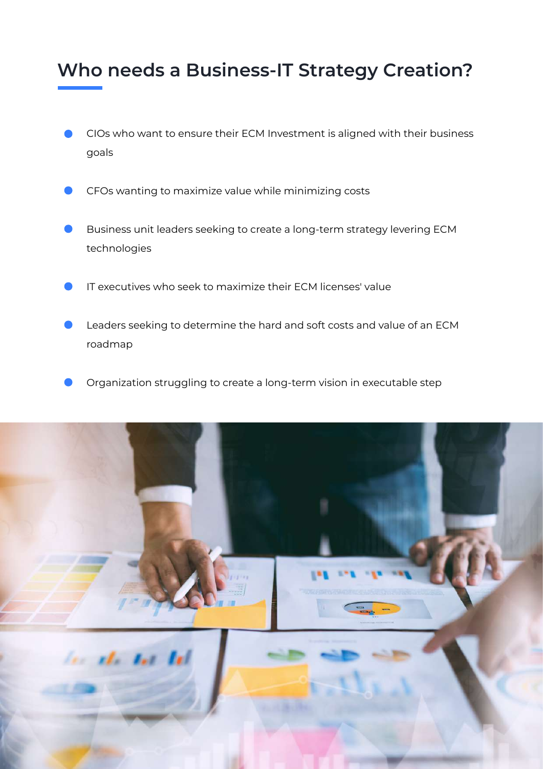## Who needs a Business-IT Strategy Creation?

- CIOs who want to ensure their ECM Investment is aligned with their business goals
- CFOs wanting to maximize value while minimizing costs
- Business unit leaders seeking to create a long-term strategy levering ECM technologies
- IT executives who seek to maximize their ECM licenses' value
- Leaders seeking to determine the hard and soft costs and value of an ECM roadmap
- Organization struggling to create a long-term vision in executable step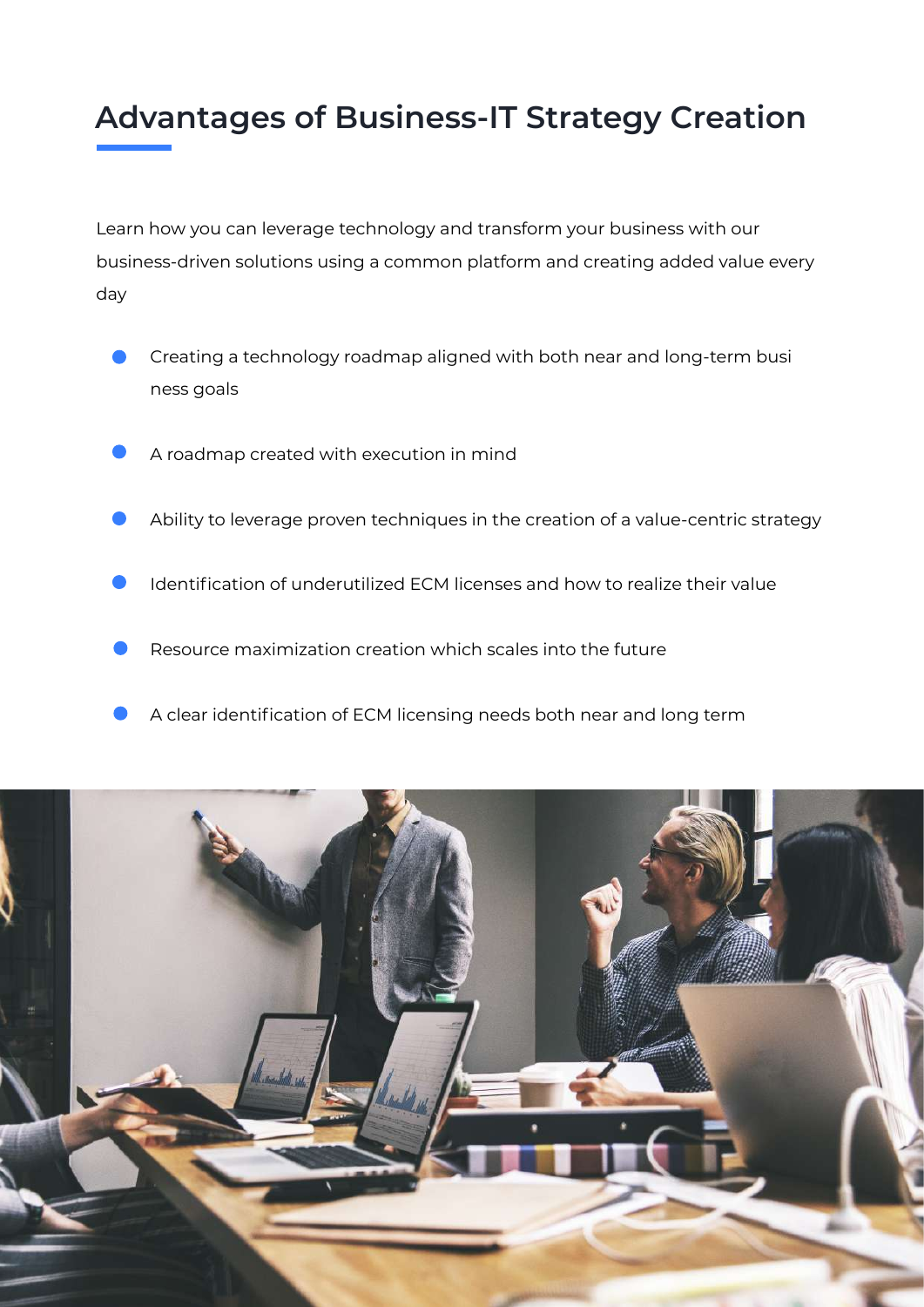# Advantages of Business-IT Strategy Creation

Learn how you can leverage technology and transform your business with our business-driven solutions using a common platform and creating added value every day

- Creating a technology roadmap aligned with both near and long-term business goals
- A roadmap created with execution in mind
- Ability to leverage proven techniques in the creation of a value-centric strategy
- Identification of underutilized ECM licenses and how to realize their value
- Resource maximization creation which scales into the future
- A clear identification of ECM licensing needs both near and long term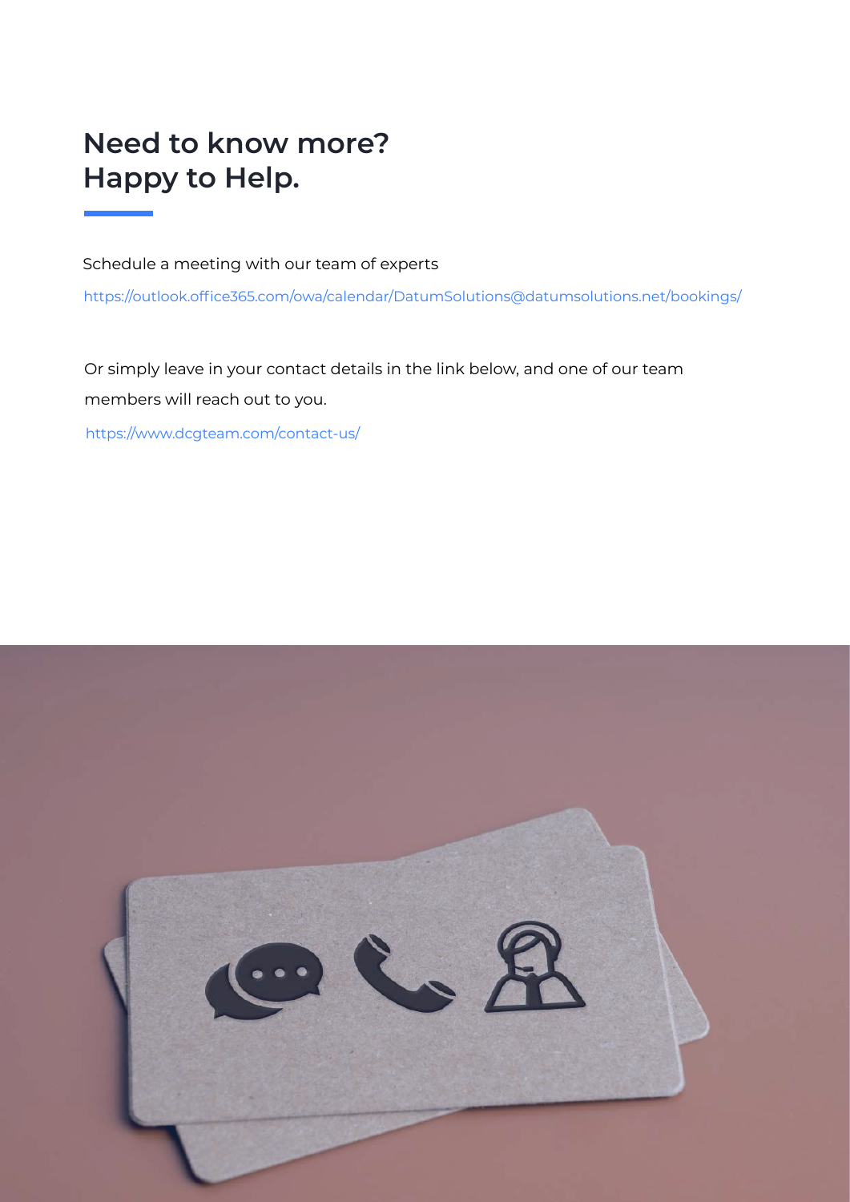# Need to know more?
# Happy to Help.

Schedule a meeting with our team of experts

https://outlook.office365.com/owa/calendar/DatumSolutions@datumsolutions.net/bookings/

Or simply leave in your contact details in the link below, and one of our team members will reach out to you.

https://www.dcgteam.com/contact-us/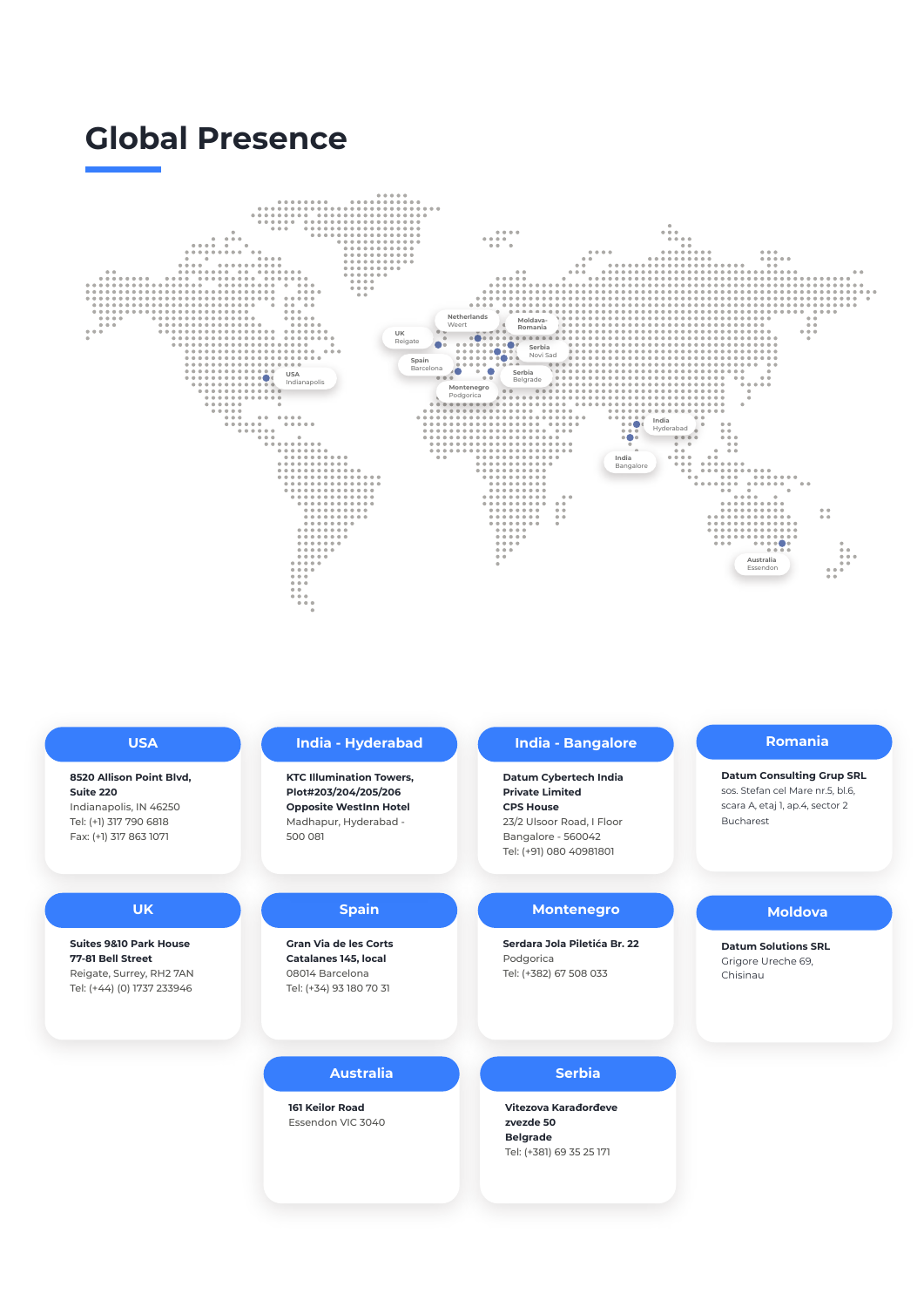# Global Presence

USA
Indianapolis

UK
Reigate

Netherlands
Weert

Spain
Barcelona

Montenegro
Podgorica

Moldava-
Romania

Serbia
Novi Sad

Serbia
Belgrade

India
Hyderabad

India
Bangalore

Australia
Essendon

## USA

**8520 Allison Point Blvd,**
**Suite 220**
Indianapolis, IN 46250
Tel: (+1) 317 790 6818
Fax: (+1) 317 863 1071

## India - Hyderabad

**KTC Illumination Towers,**
**Plot#203/204/205/206**
**Opposite WestInn Hotel**
Madhapur, Hyderabad -
500 081

## India - Bangalore

**Datum Cybertech India**
**Private Limited**
**CPS House**
23/2 Ulsoor Road, I Floor
Bangalore - 560042
Tel: (+91) 080 40981801

## Romania

**Datum Consulting Grup SRL**
sos. Stefan cel Mare nr.5, bl.6,
scara A, etaj 1, ap.4, sector 2
Bucharest

## UK

**Suites 9&10 Park House**
**77-81 Bell Street**
Reigate, Surrey, RH2 7AN
Tel: (+44) (0) 1737 233946

## Spain

**Gran Via de les Corts**
**Catalanes 145, local**
08014 Barcelona
Tel: (+34) 93 180 70 31

## Montenegro

**Serdara Jola Piletića Br. 22**
Podgorica
Tel: (+382) 67 508 033

## Moldova

**Datum Solutions SRL**
Grigore Ureche 69,
Chisinau

## Australia

**161 Keilor Road**
Essendon VIC 3040

## Serbia

**Vitezova Karađorđeve**
**zvezde 50**
**Belgrade**
Tel: (+381) 69 35 25 171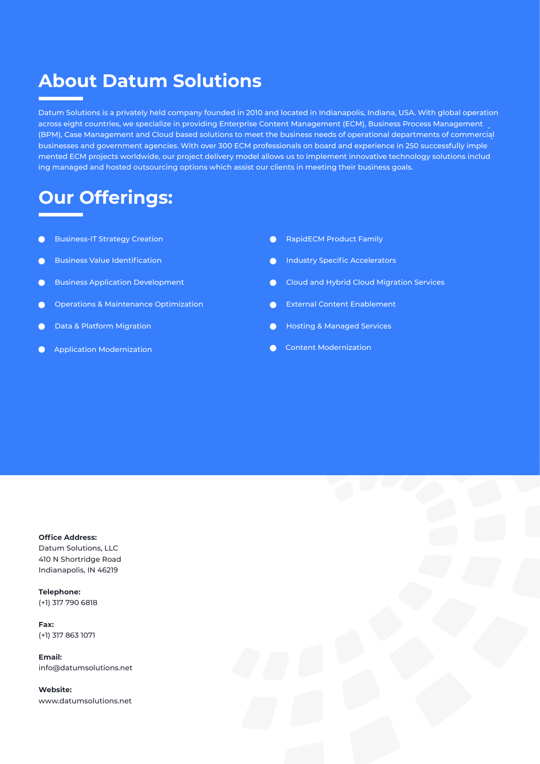# About Datum Solutions

Datum Solutions is a privately held company founded in 2010 and located in Indianapolis, Indiana, USA. With global operation across eight countries, we specialize in providing Enterprise Content Management (ECM), Business Process Management (BPM), Case Management and Cloud based solutions to meet the business needs of operational departments of commercial businesses and government agencies. With over 300 ECM professionals on board and experience in 250 successfully implemented ECM projects worldwide, our project delivery model allows us to implement innovative technology solutions including managed and hosted outsourcing options which assist our clients in meeting their business goals.

# Our Offerings:

- Business-IT Strategy Creation
- Business Value Identification
- Business Application Development
- Operations & Maintenance Optimization
- Data & Platform Migration
- Application Modernization
- RapidECM Product Family
- Industry Specific Accelerators
- Cloud and Hybrid Cloud Migration Services
- External Content Enablement
- Hosting & Managed Services
- Content Modernization

**Office Address:**
Datum Solutions, LLC
410 N Shortridge Road
Indianapolis, IN 46219

**Telephone:**
(+1) 317 790 6818

**Fax:**
(+1) 317 863 1071

**Email:**
info@datumsolutions.net

**Website:**
www.datumsolutions.net